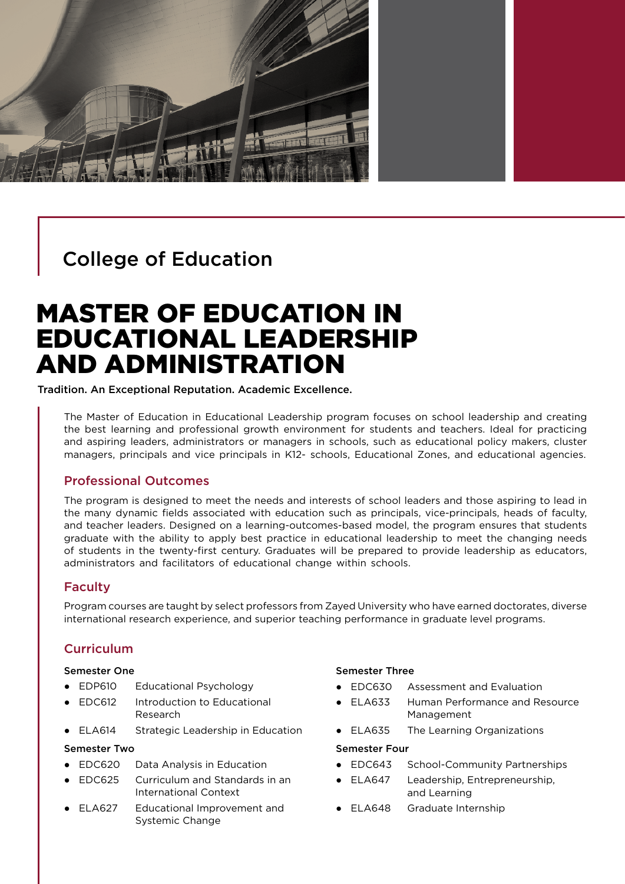## College of Education

# MASTER OF EDUCATION IN EDUCATIONAL LEADERSHIP AND ADMINISTRATION

**Tradition. An Exceptional Reputation. Academic Excellence.**

The Master of Education in Educational Leadership program focuses on school leadership and creating the best learning and professional growth environment for students and teachers. Ideal for practicing and aspiring leaders, administrators or managers in schools, such as educational policy makers, cluster managers, principals and vice principals in K12- schools, Educational Zones, and educational agencies.

### Professional Outcomes

The program is designed to meet the needs and interests of school leaders and those aspiring to lead in the many dynamic fields associated with education such as principals, vice-principals, heads of faculty, and teacher leaders. Designed on a learning-outcomes-based model, the program ensures that students graduate with the ability to apply best practice in educational leadership to meet the changing needs of students in the twenty-first century. Graduates will be prepared to provide leadership as educators, administrators and facilitators of educational change within schools.

### Faculty

Program courses are taught by select professors from Zayed University who have earned doctorates, diverse international research experience, and superior teaching performance in graduate level programs.

### Curriculum

**Semester One**

- EDP610 Educational Psychology
- EDC612 Introduction to Educational Research
- ELA614 Strategic Leadership in Education

**Semester Two**

- EDC620 Data Analysis in Education
- EDC625 Curriculum and Standards in an International Context
- ELA627 Educational Improvement and Systemic Change

**Semester Three**

- EDC630 Assessment and Evaluation
- ELA633 Human Performance and Resource Management
- ELA635 The Learning Organizations

**Semester Four**

- EDC643 School-Community Partnerships
- ELA647 Leadership, Entrepreneurship, and Learning
- ELA648 Graduate Internship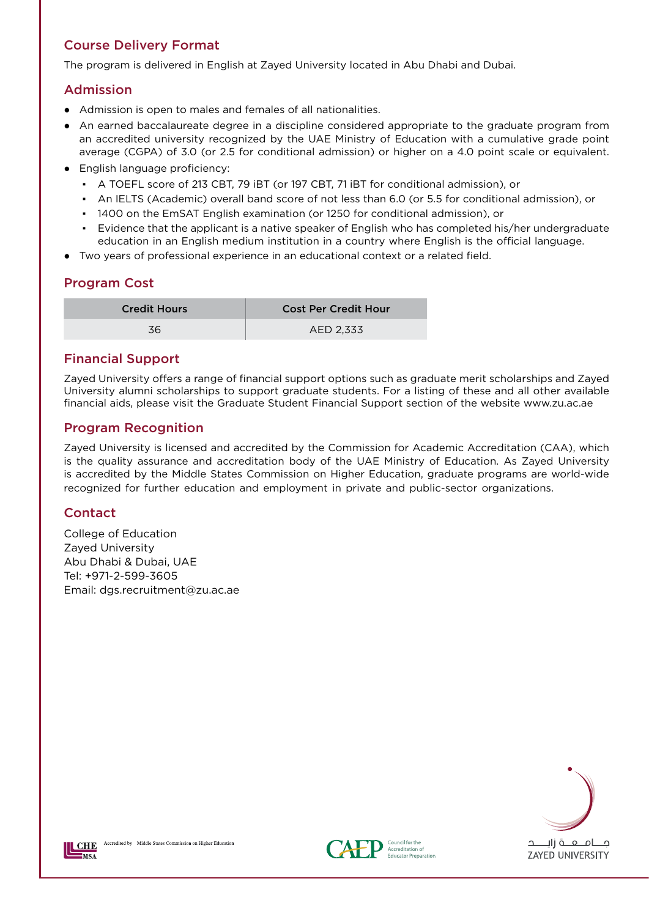## Course Delivery Format

The program is delivered in English at Zayed University located in Abu Dhabi and Dubai.

## Admission

- Admission is open to males and females of all nationalities.
- An earned baccalaureate degree in a discipline considered appropriate to the graduate program from an accredited university recognized by the UAE Ministry of Education with a cumulative grade point average (CGPA) of 3.0 (or 2.5 for conditional admission) or higher on a 4.0 point scale or equivalent.
- English language proficiency:
  - A TOEFL score of 213 CBT, 79 iBT (or 197 CBT, 71 iBT for conditional admission), or
  - An IELTS (Academic) overall band score of not less than 6.0 (or 5.5 for conditional admission), or
  - 1400 on the EmSAT English examination (or 1250 for conditional admission), or
  - Evidence that the applicant is a native speaker of English who has completed his/her undergraduate education in an English medium institution in a country where English is the official language.
- Two years of professional experience in an educational context or a related field.

## Program Cost

| Credit Hours | Cost Per Credit Hour |
|---|---|
| 36 | AED 2,333 |

## Financial Support

Zayed University offers a range of financial support options such as graduate merit scholarships and Zayed University alumni scholarships to support graduate students. For a listing of these and all other available financial aids, please visit the Graduate Student Financial Support section of the website www.zu.ac.ae

## Program Recognition

Zayed University is licensed and accredited by the Commission for Academic Accreditation (CAA), which is the quality assurance and accreditation body of the UAE Ministry of Education. As Zayed University is accredited by the Middle States Commission on Higher Education, graduate programs are world-wide recognized for further education and employment in private and public-sector organizations.

## Contact

College of Education
Zayed University
Abu Dhabi & Dubai, UAE
Tel: +971-2-599-3605
Email: dgs.recruitment@zu.ac.ae

CHE MSA Accredited by Middle States Commission on Higher Education

CAEP Council for the Accreditation of Educator Preparation

جـامـعـة زايـد
ZAYED UNIVERSITY